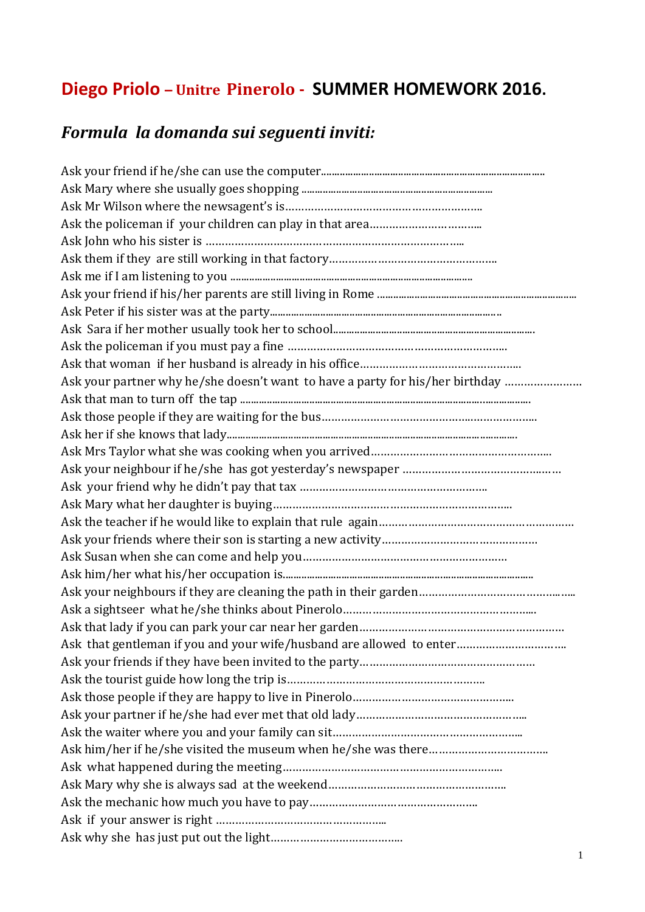# Diego Priolo – Unitre Pinerolo - SUMMER HOMEWORK 2016.

## *Formula la domanda sui seguenti inviti:*

Ask your friend if he/she can use the computer.................................................................................

Ask Mary where she usually goes shopping .......................................................................

Ask Mr Wilson where the newsagent's is…………………………………………………..

Ask the policeman if your children can play in that area……………………………..

Ask John who his sister is ……………………………………………………………………..

Ask them if they are still working in that factory……………………………………………

Ask me if I am listening to you .........................................................................................

Ask your friend if his/her parents are still living in Rome ..........................................................................

Ask Peter if his sister was at the party..............................................................................

Ask Sara if her mother usually took her to school...........................................................................

Ask the policeman if you must pay a fine …………………………………………………………

Ask that woman if her husband is already in his office…………………………………………

Ask your partner why he/she doesn't want to have a party for his/her birthday ……………………

Ask that man to turn off the tap ..........................................................................................................

Ask those people if they are waiting for the bus…………………………………………………………

Ask her if she knows that lady...........................................................................................................

Ask Mrs Taylor what she was cooking when you arrived…………………………………………….

Ask your neighbour if he/she has got yesterday's newspaper ………………………………………

Ask your friend why he didn't pay that tax ………………………………………………….

Ask Mary what her daughter is buying………………………………………………………………..

Ask the teacher if he would like to explain that rule again…………………………………………………

Ask your friends where their son is starting a new activity………………………………………

Ask Susan when she can come and help you………………………………………………………

Ask him/her what his/her occupation is.........................................................................................

Ask your neighbours if they are cleaning the path in their garden………………………………………

Ask a sightseer what he/she thinks about Pinerolo…………………………………………………

Ask that lady if you can park your car near her garden…………………………………………………

Ask that gentleman if you and your wife/husband are allowed to enter……………………………

Ask your friends if they have been invited to the party……………………………………………

Ask the tourist guide how long the trip is……………………………………………………

Ask those people if they are happy to live in Pinerolo…………………………………………

Ask your partner if he/she had ever met that old lady…………………………………………..

Ask the waiter where you and your family can sit…………………………………………………..

Ask him/her if he/she visited the museum when he/she was there………………………………

Ask what happened during the meeting…………………………………………………………

Ask Mary why she is always sad at the weekend………………………………………………

Ask the mechanic how much you have to pay…………………………………………….

Ask if your answer is right …………………………………………….

Ask why she has just put out the light…………………………………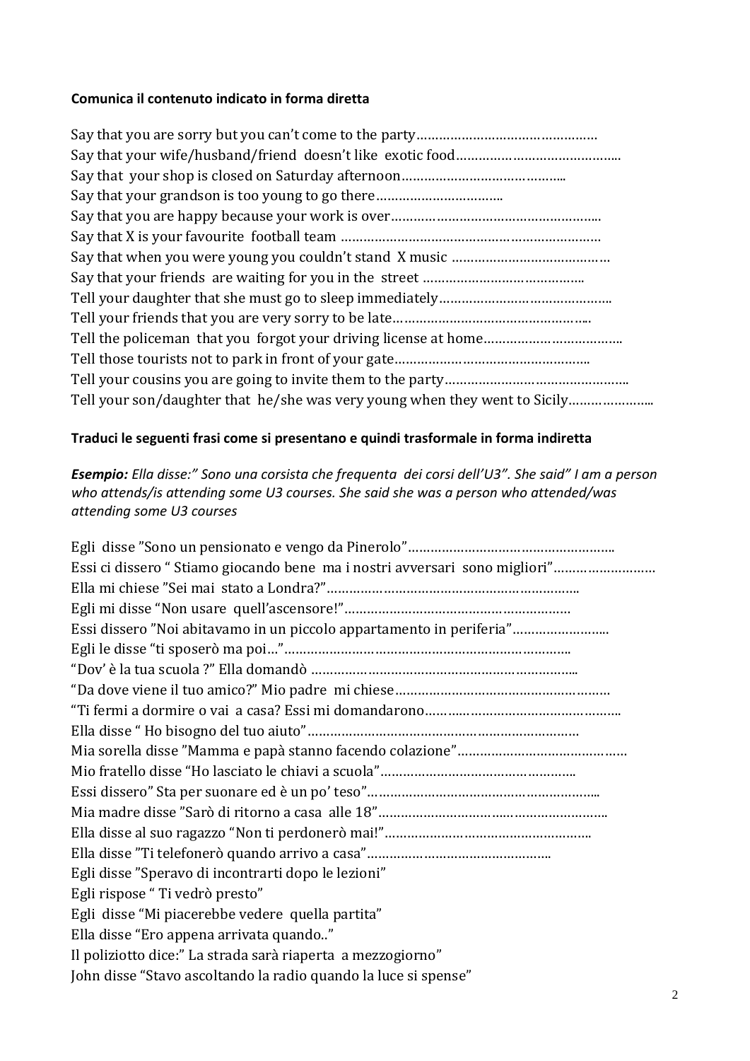**Comunica il contenuto indicato in forma diretta**

Say that you are sorry but you can't come to the party…………………………………………
Say that your wife/husband/friend doesn't like exotic food……………………………………..
Say that your shop is closed on Saturday afternoon……………………………………..
Say that your grandson is too young to go there…………………………..
Say that you are happy because your work is over………………………………………………..
Say that X is your favourite football team …………………………………………………………
Say that when you were young you couldn't stand X music …………………………………
Say that your friends are waiting for you in the street ……………………………………..
Tell your daughter that she must go to sleep immediately………………………………………..
Tell your friends that you are very sorry to be late…………………………………………..
Tell the policeman that you forgot your driving license at home……………………………..
Tell those tourists not to park in front of your gate……………………………………………..
Tell your cousins you are going to invite them to the party…………………………………………..
Tell your son/daughter that he/she was very young when they went to Sicily…………………..

**Traduci le seguenti frasi come si presentano e quindi trasformale in forma indiretta**

***Esempio:*** *Ella disse:" Sono una corsista che frequenta dei corsi dell'U3". She said" I am a person who attends/is attending some U3 courses. She said she was a person who attended/was attending some U3 courses*

Egli disse "Sono un pensionato e vengo da Pinerolo"……………………………………………….
Essi ci dissero " Stiamo giocando bene ma i nostri avversari sono migliori"………………………
Ella mi chiese "Sei mai stato a Londra?"………………………………………………………..
Egli mi disse "Non usare quell'ascensore!"……………………………………………………
Essi dissero "Noi abitavamo in un piccolo appartamento in periferia"……………………..
Egli le disse "ti sposerò ma poi…"…………………………………………………………………..
"Dov' è la tua scuola ?" Ella domandò ……………………………………………………………..
"Da dove viene il tuo amico?" Mio padre mi chiese…………………………………………………
"Ti fermi a dormire o vai a casa? Essi mi domandarono…………………………………………..
Ella disse " Ho bisogno del tuo aiuto"………………………………………………………………
Mia sorella disse "Mamma e papà stanno facendo colazione"……………………………………
Mio fratello disse "Ho lasciato le chiavi a scuola"…………………………………………..
Essi dissero" Sta per suonare ed è un po' teso"…………………………………………………..
Mia madre disse "Sarò di ritorno a casa alle 18"…………………………………………………..
Ella disse al suo ragazzo "Non ti perdonerò mai!"………………………………………………..
Ella disse "Ti telefonerò quando arrivo a casa"………………………………………..
Egli disse "Speravo di incontrarti dopo le lezioni"
Egli rispose " Ti vedrò presto"
Egli disse "Mi piacerebbe vedere quella partita"
Ella disse "Ero appena arrivata quando.."
Il poliziotto dice:" La strada sarà riaperta a mezzogiorno"
John disse "Stavo ascoltando la radio quando la luce si spense"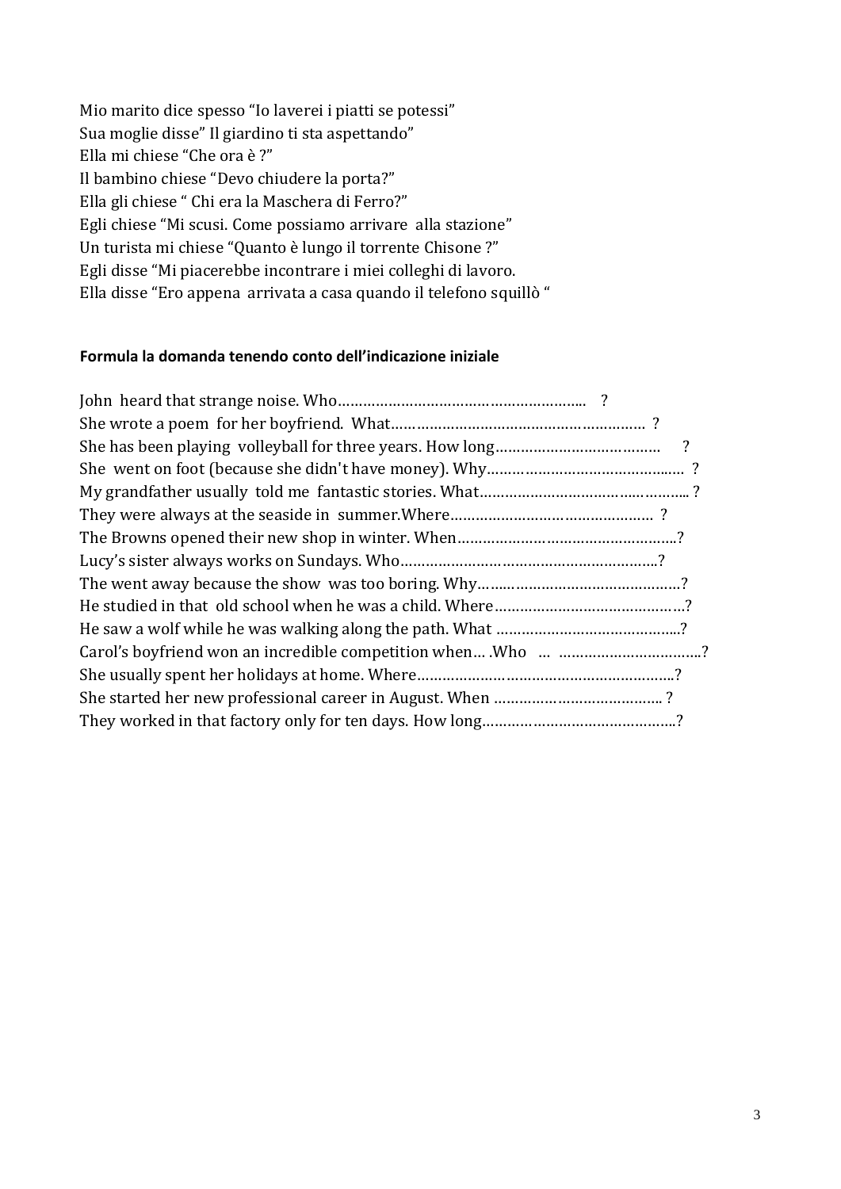Mio marito dice spesso “Io laverei i piatti se potessi”
Sua moglie disse” Il giardino ti sta aspettando”
Ella mi chiese “Che ora è ?”
Il bambino chiese “Devo chiudere la porta?”
Ella gli chiese “ Chi era la Maschera di Ferro?”
Egli chiese “Mi scusi. Come possiamo arrivare alla stazione”
Un turista mi chiese “Quanto è lungo il torrente Chisone ?”
Egli disse “Mi piacerebbe incontrare i miei colleghi di lavoro.
Ella disse “Ero appena arrivata a casa quando il telefono squillò “

**Formula la domanda tenendo conto dell’indicazione iniziale**

John heard that strange noise. Who………………………………………………….. ?
She wrote a poem for her boyfriend. What……………………………………………………. ?
She has been playing volleyball for three years. How long………………………………… ?
She went on foot (because she didn't have money). Why……………………………………... ?
My grandfather usually told me fantastic stories. What…………………………….……….. ?
They were always at the seaside in summer.Where………………………………………. ?
The Browns opened their new shop in winter. When……………………………………………..?
Lucy’s sister always works on Sundays. Who……………………………………………………..?
The went away because the show was too boring. Why……..…………………………………?
He studied in that old school when he was a child. Where……………………………………?
He saw a wolf while he was walking along the path. What ……………………………………..?
Carol’s boyfriend won an incredible competition when… .Who … …………………………..?
She usually spent her holidays at home. Where……………………………………………………..?
She started her new professional career in August. When ………………………………… ?
They worked in that factory only for ten days. How long………………………………………..?